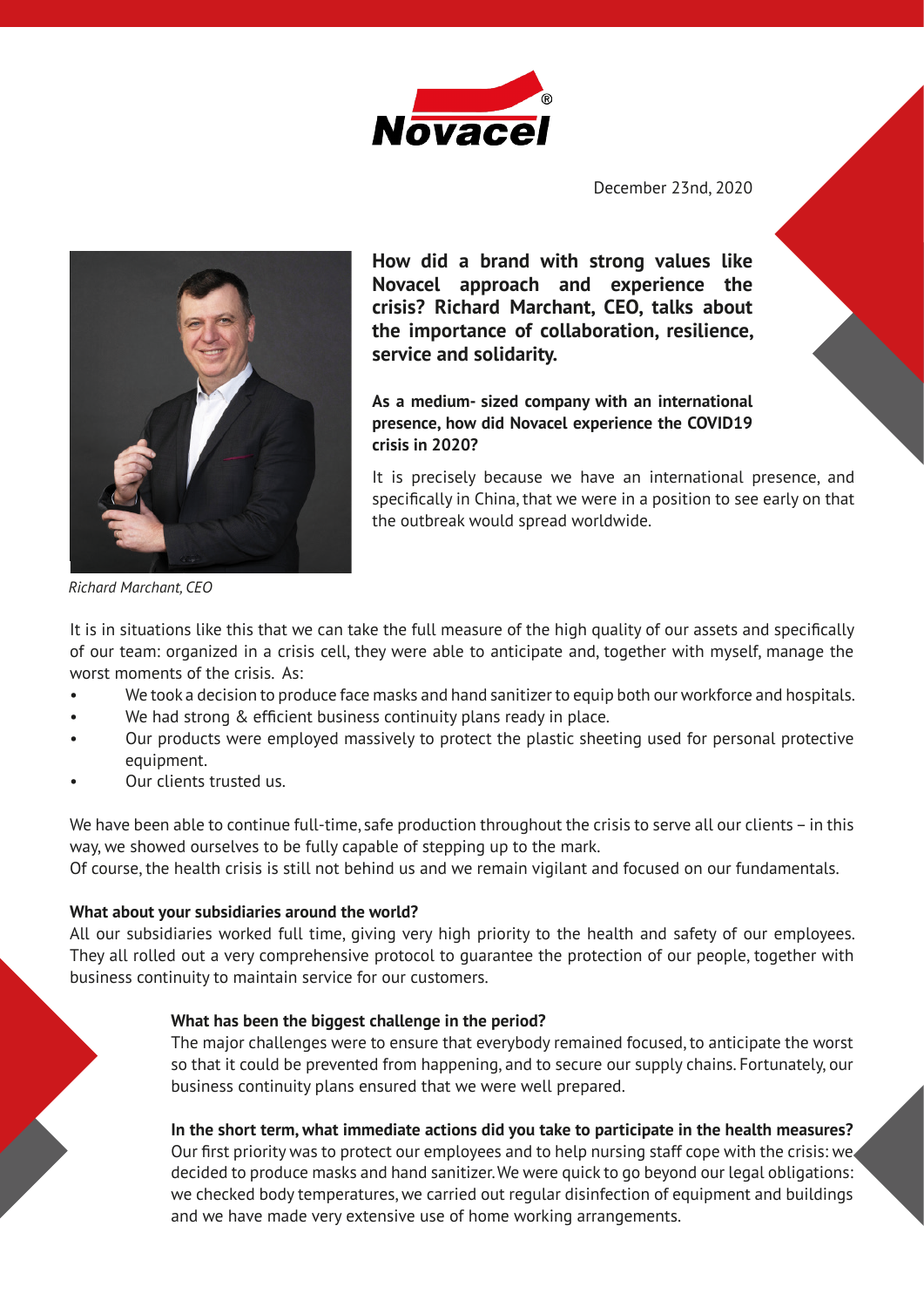Novacel

December 23nd, 2020

**How did a brand with strong values like Novacel approach and experience the crisis? Richard Marchant, CEO, talks about the importance of collaboration, resilience, service and solidarity.**

*Richard Marchant, CEO*

**As a medium- sized company with an international presence, how did Novacel experience the COVID19 crisis in 2020?**

It is precisely because we have an international presence, and specifically in China, that we were in a position to see early on that the outbreak would spread worldwide.

It is in situations like this that we can take the full measure of the high quality of our assets and specifically of our team: organized in a crisis cell, they were able to anticipate and, together with myself, manage the worst moments of the crisis. As:

- We took a decision to produce face masks and hand sanitizer to equip both our workforce and hospitals.
- We had strong & efficient business continuity plans ready in place.
- Our products were employed massively to protect the plastic sheeting used for personal protective equipment.
- Our clients trusted us.

We have been able to continue full-time, safe production throughout the crisis to serve all our clients – in this way, we showed ourselves to be fully capable of stepping up to the mark.
Of course, the health crisis is still not behind us and we remain vigilant and focused on our fundamentals.

**What about your subsidiaries around the world?**
All our subsidiaries worked full time, giving very high priority to the health and safety of our employees. They all rolled out a very comprehensive protocol to guarantee the protection of our people, together with business continuity to maintain service for our customers.

**What has been the biggest challenge in the period?**
The major challenges were to ensure that everybody remained focused, to anticipate the worst so that it could be prevented from happening, and to secure our supply chains. Fortunately, our business continuity plans ensured that we were well prepared.

**In the short term, what immediate actions did you take to participate in the health measures?**
Our first priority was to protect our employees and to help nursing staff cope with the crisis: we decided to produce masks and hand sanitizer. We were quick to go beyond our legal obligations: we checked body temperatures, we carried out regular disinfection of equipment and buildings and we have made very extensive use of home working arrangements.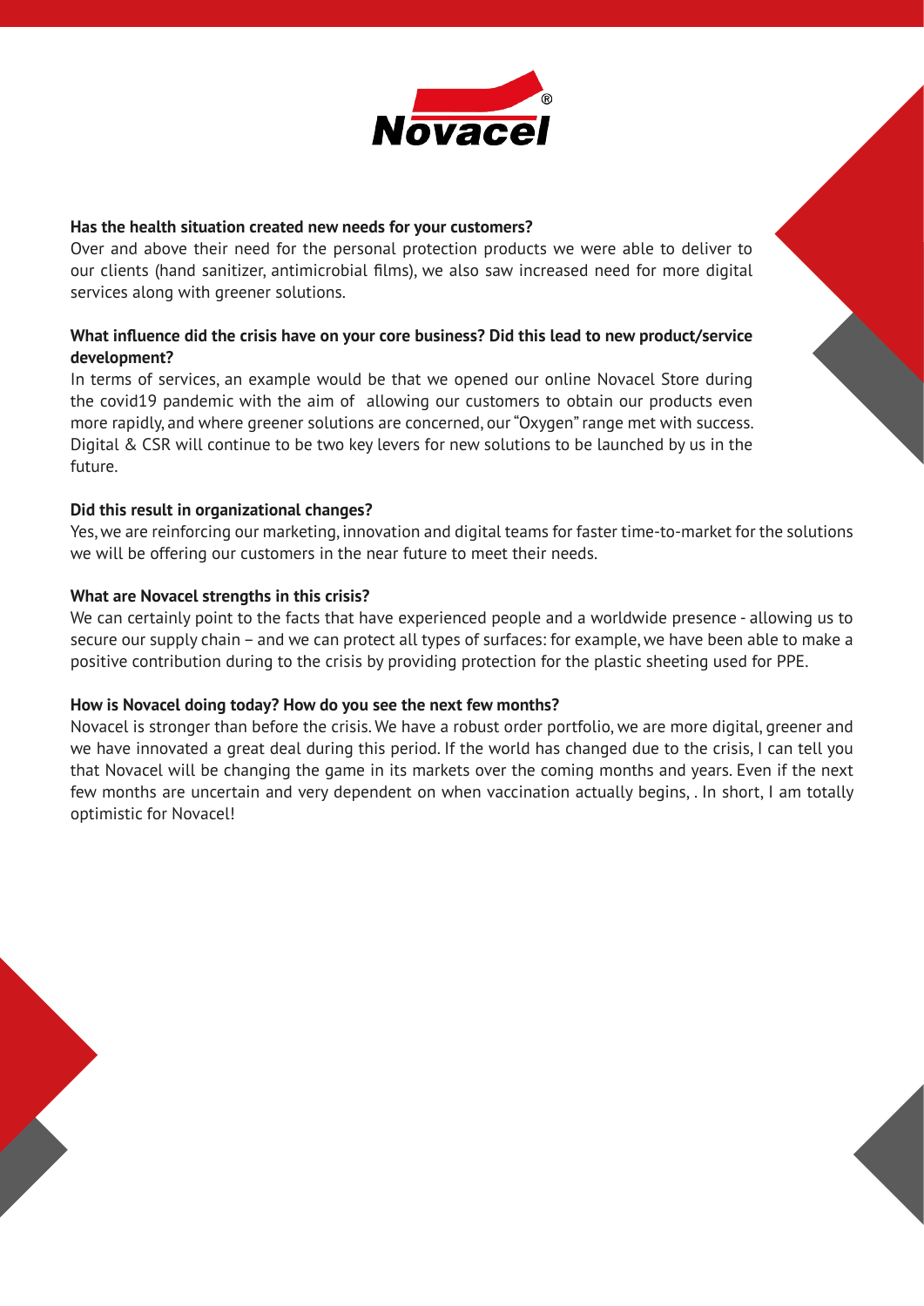**Has the health situation created new needs for your customers?**

Over and above their need for the personal protection products we were able to deliver to our clients (hand sanitizer, antimicrobial films), we also saw increased need for more digital services along with greener solutions.

**What influence did the crisis have on your core business? Did this lead to new product/service development?**

In terms of services, an example would be that we opened our online Novacel Store during the covid19 pandemic with the aim of allowing our customers to obtain our products even more rapidly, and where greener solutions are concerned, our "Oxygen" range met with success. Digital & CSR will continue to be two key levers for new solutions to be launched by us in the future.

**Did this result in organizational changes?**

Yes, we are reinforcing our marketing, innovation and digital teams for faster time-to-market for the solutions we will be offering our customers in the near future to meet their needs.

**What are Novacel strengths in this crisis?**

We can certainly point to the facts that have experienced people and a worldwide presence - allowing us to secure our supply chain – and we can protect all types of surfaces: for example, we have been able to make a positive contribution during to the crisis by providing protection for the plastic sheeting used for PPE.

**How is Novacel doing today? How do you see the next few months?**

Novacel is stronger than before the crisis. We have a robust order portfolio, we are more digital, greener and we have innovated a great deal during this period. If the world has changed due to the crisis, I can tell you that Novacel will be changing the game in its markets over the coming months and years. Even if the next few months are uncertain and very dependent on when vaccination actually begins, . In short, I am totally optimistic for Novacel!